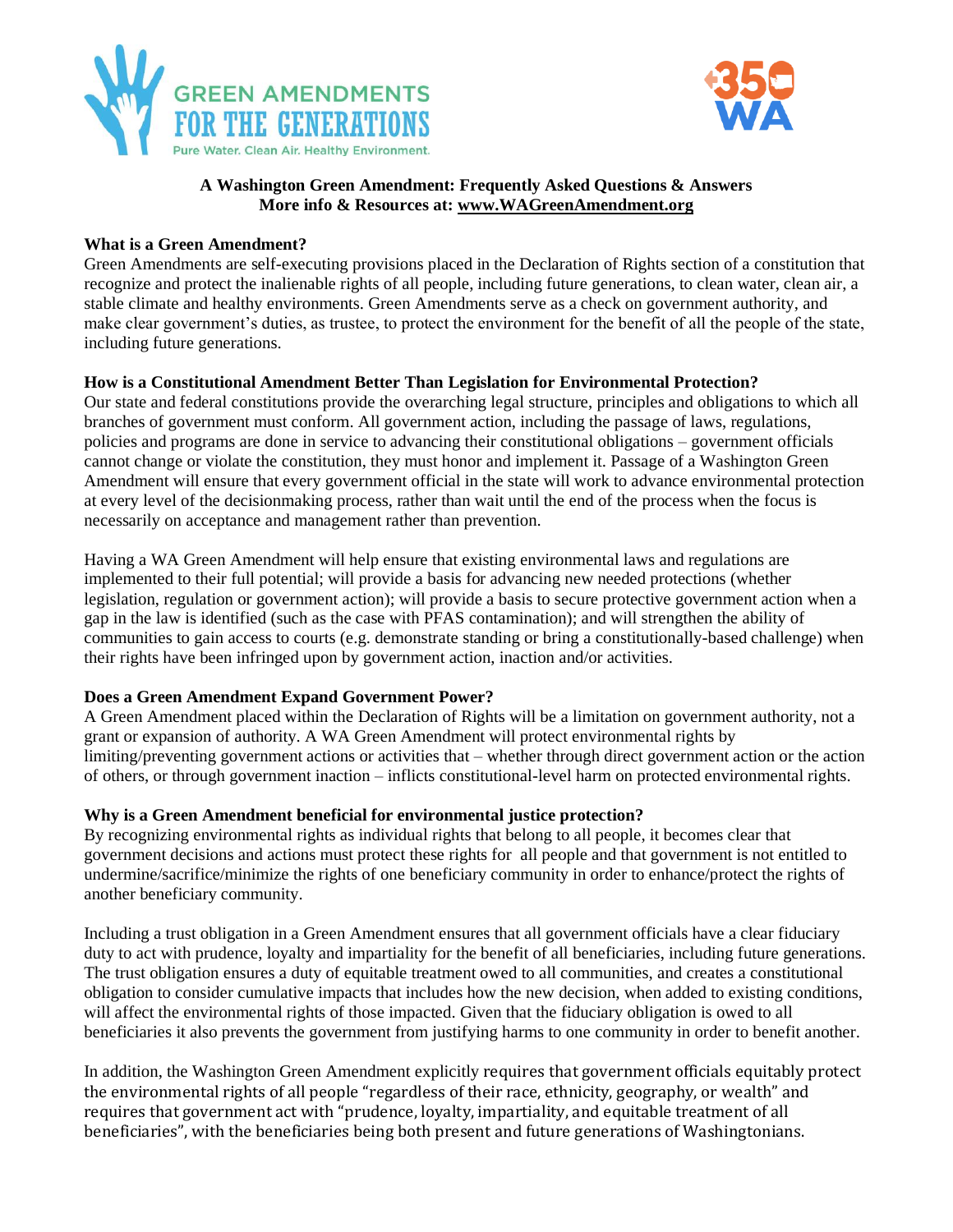**A Washington Green Amendment: Frequently Asked Questions & Answers**
**More info & Resources at: www.WAGreenAmendment.org**

### What is a Green Amendment?

Green Amendments are self-executing provisions placed in the Declaration of Rights section of a constitution that recognize and protect the inalienable rights of all people, including future generations, to clean water, clean air, a stable climate and healthy environments. Green Amendments serve as a check on government authority, and make clear government's duties, as trustee, to protect the environment for the benefit of all the people of the state, including future generations.

### How is a Constitutional Amendment Better Than Legislation for Environmental Protection?

Our state and federal constitutions provide the overarching legal structure, principles and obligations to which all branches of government must conform. All government action, including the passage of laws, regulations, policies and programs are done in service to advancing their constitutional obligations – government officials cannot change or violate the constitution, they must honor and implement it. Passage of a Washington Green Amendment will ensure that every government official in the state will work to advance environmental protection at every level of the decisionmaking process, rather than wait until the end of the process when the focus is necessarily on acceptance and management rather than prevention.

Having a WA Green Amendment will help ensure that existing environmental laws and regulations are implemented to their full potential; will provide a basis for advancing new needed protections (whether legislation, regulation or government action); will provide a basis to secure protective government action when a gap in the law is identified (such as the case with PFAS contamination); and will strengthen the ability of communities to gain access to courts (e.g. demonstrate standing or bring a constitutionally-based challenge) when their rights have been infringed upon by government action, inaction and/or activities.

### Does a Green Amendment Expand Government Power?

A Green Amendment placed within the Declaration of Rights will be a limitation on government authority, not a grant or expansion of authority. A WA Green Amendment will protect environmental rights by limiting/preventing government actions or activities that – whether through direct government action or the action of others, or through government inaction – inflicts constitutional-level harm on protected environmental rights.

### Why is a Green Amendment beneficial for environmental justice protection?

By recognizing environmental rights as individual rights that belong to all people, it becomes clear that government decisions and actions must protect these rights for all people and that government is not entitled to undermine/sacrifice/minimize the rights of one beneficiary community in order to enhance/protect the rights of another beneficiary community.

Including a trust obligation in a Green Amendment ensures that all government officials have a clear fiduciary duty to act with prudence, loyalty and impartiality for the benefit of all beneficiaries, including future generations. The trust obligation ensures a duty of equitable treatment owed to all communities, and creates a constitutional obligation to consider cumulative impacts that includes how the new decision, when added to existing conditions, will affect the environmental rights of those impacted. Given that the fiduciary obligation is owed to all beneficiaries it also prevents the government from justifying harms to one community in order to benefit another.

In addition, the Washington Green Amendment explicitly requires that government officials equitably protect the environmental rights of all people "regardless of their race, ethnicity, geography, or wealth" and requires that government act with "prudence, loyalty, impartiality, and equitable treatment of all beneficiaries", with the beneficiaries being both present and future generations of Washingtonians.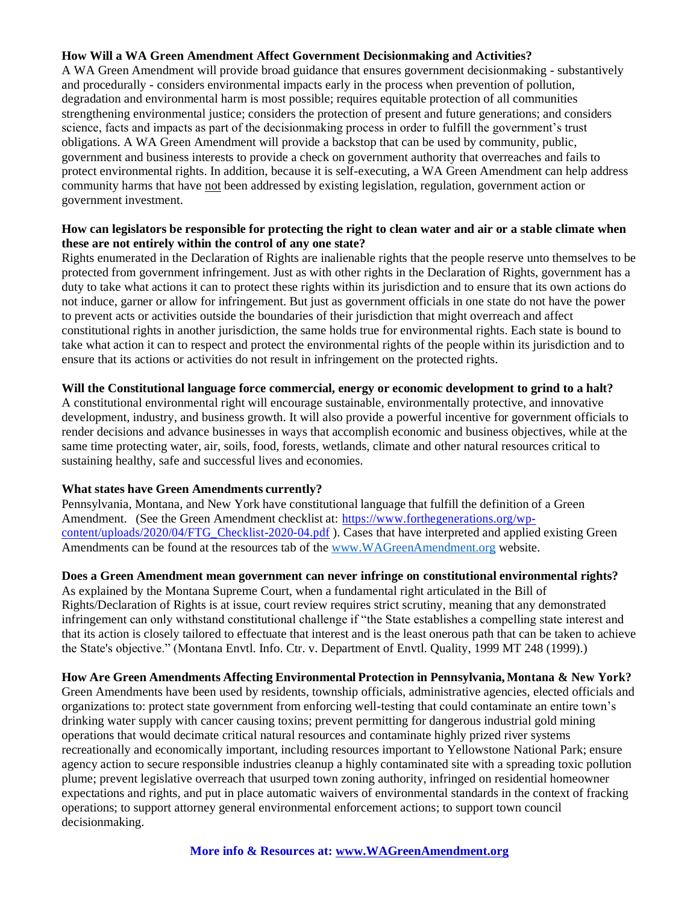**How Will a WA Green Amendment Affect Government Decisionmaking and Activities?**

A WA Green Amendment will provide broad guidance that ensures government decisionmaking - substantively and procedurally - considers environmental impacts early in the process when prevention of pollution, degradation and environmental harm is most possible; requires equitable protection of all communities strengthening environmental justice; considers the protection of present and future generations; and considers science, facts and impacts as part of the decisionmaking process in order to fulfill the government's trust obligations. A WA Green Amendment will provide a backstop that can be used by community, public, government and business interests to provide a check on government authority that overreaches and fails to protect environmental rights. In addition, because it is self-executing, a WA Green Amendment can help address community harms that have not been addressed by existing legislation, regulation, government action or government investment.

**How can legislators be responsible for protecting the right to clean water and air or a stable climate when these are not entirely within the control of any one state?**

Rights enumerated in the Declaration of Rights are inalienable rights that the people reserve unto themselves to be protected from government infringement. Just as with other rights in the Declaration of Rights, government has a duty to take what actions it can to protect these rights within its jurisdiction and to ensure that its own actions do not induce, garner or allow for infringement. But just as government officials in one state do not have the power to prevent acts or activities outside the boundaries of their jurisdiction that might overreach and affect constitutional rights in another jurisdiction, the same holds true for environmental rights. Each state is bound to take what action it can to respect and protect the environmental rights of the people within its jurisdiction and to ensure that its actions or activities do not result in infringement on the protected rights.

**Will the Constitutional language force commercial, energy or economic development to grind to a halt?**

A constitutional environmental right will encourage sustainable, environmentally protective, and innovative development, industry, and business growth. It will also provide a powerful incentive for government officials to render decisions and advance businesses in ways that accomplish economic and business objectives, while at the same time protecting water, air, soils, food, forests, wetlands, climate and other natural resources critical to sustaining healthy, safe and successful lives and economies.

**What states have Green Amendments currently?**

Pennsylvania, Montana, and New York have constitutional language that fulfill the definition of a Green Amendment. (See the Green Amendment checklist at: [https://www.forthegenerations.org/wp-content/uploads/2020/04/FTG_Checklist-2020-04.pdf](https://www.forthegenerations.org/wp-content/uploads/2020/04/FTG_Checklist-2020-04.pdf) ). Cases that have interpreted and applied existing Green Amendments can be found at the resources tab of the [www.WAGreenAmendment.org](http://www.WAGreenAmendment.org) website.

**Does a Green Amendment mean government can never infringe on constitutional environmental rights?**

As explained by the Montana Supreme Court, when a fundamental right articulated in the Bill of Rights/Declaration of Rights is at issue, court review requires strict scrutiny, meaning that any demonstrated infringement can only withstand constitutional challenge if "the State establishes a compelling state interest and that its action is closely tailored to effectuate that interest and is the least onerous path that can be taken to achieve the State's objective." (Montana Envtl. Info. Ctr. v. Department of Envtl. Quality, 1999 MT 248 (1999).)

**How Are Green Amendments Affecting Environmental Protection in Pennsylvania, Montana & New York?**

Green Amendments have been used by residents, township officials, administrative agencies, elected officials and organizations to: protect state government from enforcing well-testing that could contaminate an entire town's drinking water supply with cancer causing toxins; prevent permitting for dangerous industrial gold mining operations that would decimate critical natural resources and contaminate highly prized river systems recreationally and economically important, including resources important to Yellowstone National Park; ensure agency action to secure responsible industries cleanup a highly contaminated site with a spreading toxic pollution plume; prevent legislative overreach that usurped town zoning authority, infringed on residential homeowner expectations and rights, and put in place automatic waivers of environmental standards in the context of fracking operations; to support attorney general environmental enforcement actions; to support town council decisionmaking.

**More info & Resources at: [www.WAGreenAmendment.org](http://www.WAGreenAmendment.org)**